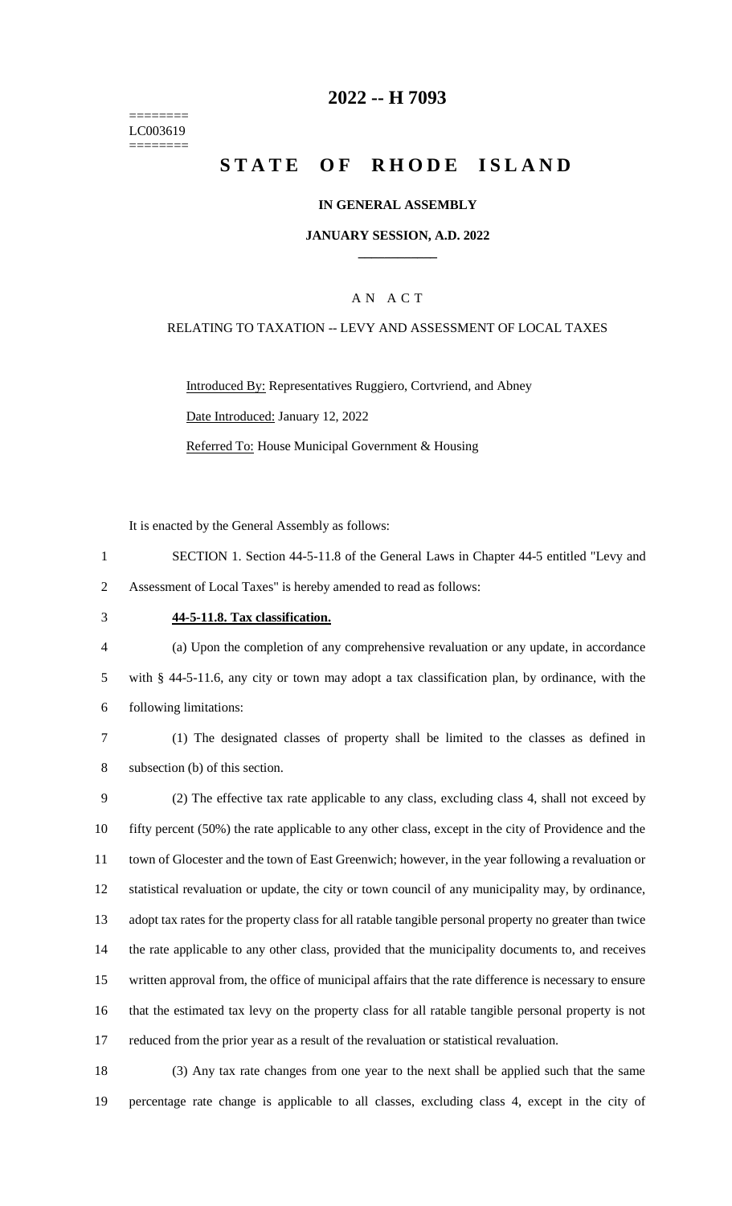========
LC003619
========

# 2022 -- H 7093

# STATE OF RHODE ISLAND

**IN GENERAL ASSEMBLY**

**JANUARY SESSION, A.D. 2022**

A N A C T

RELATING TO TAXATION -- LEVY AND ASSESSMENT OF LOCAL TAXES

Introduced By: Representatives Ruggiero, Cortvriend, and Abney

Date Introduced: January 12, 2022

Referred To: House Municipal Government & Housing

It is enacted by the General Assembly as follows:

1 SECTION 1. Section 44-5-11.8 of the General Laws in Chapter 44-5 entitled "Levy and
2 Assessment of Local Taxes" is hereby amended to read as follows:

3 **44-5-11.8. Tax classification.**

4 (a) Upon the completion of any comprehensive revaluation or any update, in accordance
5 with § 44-5-11.6, any city or town may adopt a tax classification plan, by ordinance, with the
6 following limitations:

7 (1) The designated classes of property shall be limited to the classes as defined in
8 subsection (b) of this section.

9 (2) The effective tax rate applicable to any class, excluding class 4, shall not exceed by
10 fifty percent (50%) the rate applicable to any other class, except in the city of Providence and the
11 town of Glocester and the town of East Greenwich; however, in the year following a revaluation or
12 statistical revaluation or update, the city or town council of any municipality may, by ordinance,
13 adopt tax rates for the property class for all ratable tangible personal property no greater than twice
14 the rate applicable to any other class, provided that the municipality documents to, and receives
15 written approval from, the office of municipal affairs that the rate difference is necessary to ensure
16 that the estimated tax levy on the property class for all ratable tangible personal property is not
17 reduced from the prior year as a result of the revaluation or statistical revaluation.

18 (3) Any tax rate changes from one year to the next shall be applied such that the same
19 percentage rate change is applicable to all classes, excluding class 4, except in the city of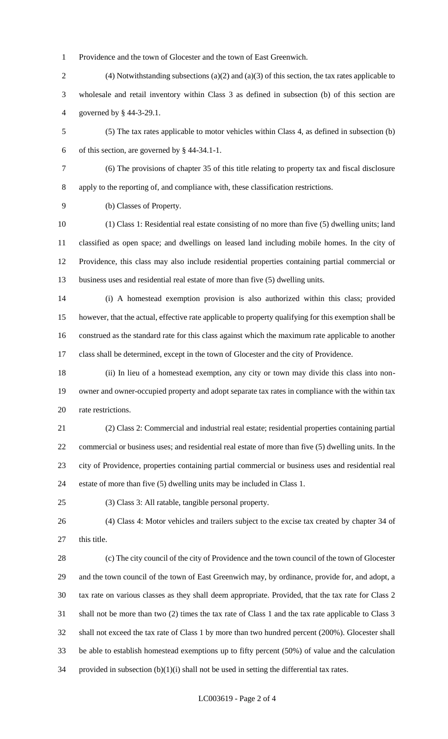Providence and the town of Glocester and the town of East Greenwich.

(4) Notwithstanding subsections (a)(2) and (a)(3) of this section, the tax rates applicable to wholesale and retail inventory within Class 3 as defined in subsection (b) of this section are governed by § 44-3-29.1.

(5) The tax rates applicable to motor vehicles within Class 4, as defined in subsection (b) of this section, are governed by § 44-34.1-1.

(6) The provisions of chapter 35 of this title relating to property tax and fiscal disclosure apply to the reporting of, and compliance with, these classification restrictions.

(b) Classes of Property.

(1) Class 1: Residential real estate consisting of no more than five (5) dwelling units; land classified as open space; and dwellings on leased land including mobile homes. In the city of Providence, this class may also include residential properties containing partial commercial or business uses and residential real estate of more than five (5) dwelling units.

(i) A homestead exemption provision is also authorized within this class; provided however, that the actual, effective rate applicable to property qualifying for this exemption shall be construed as the standard rate for this class against which the maximum rate applicable to another class shall be determined, except in the town of Glocester and the city of Providence.

(ii) In lieu of a homestead exemption, any city or town may divide this class into non-owner and owner-occupied property and adopt separate tax rates in compliance with the within tax rate restrictions.

(2) Class 2: Commercial and industrial real estate; residential properties containing partial commercial or business uses; and residential real estate of more than five (5) dwelling units. In the city of Providence, properties containing partial commercial or business uses and residential real estate of more than five (5) dwelling units may be included in Class 1.

(3) Class 3: All ratable, tangible personal property.

(4) Class 4: Motor vehicles and trailers subject to the excise tax created by chapter 34 of this title.

(c) The city council of the city of Providence and the town council of the town of Glocester and the town council of the town of East Greenwich may, by ordinance, provide for, and adopt, a tax rate on various classes as they shall deem appropriate. Provided, that the tax rate for Class 2 shall not be more than two (2) times the tax rate of Class 1 and the tax rate applicable to Class 3 shall not exceed the tax rate of Class 1 by more than two hundred percent (200%). Glocester shall be able to establish homestead exemptions up to fifty percent (50%) of value and the calculation provided in subsection (b)(1)(i) shall not be used in setting the differential tax rates.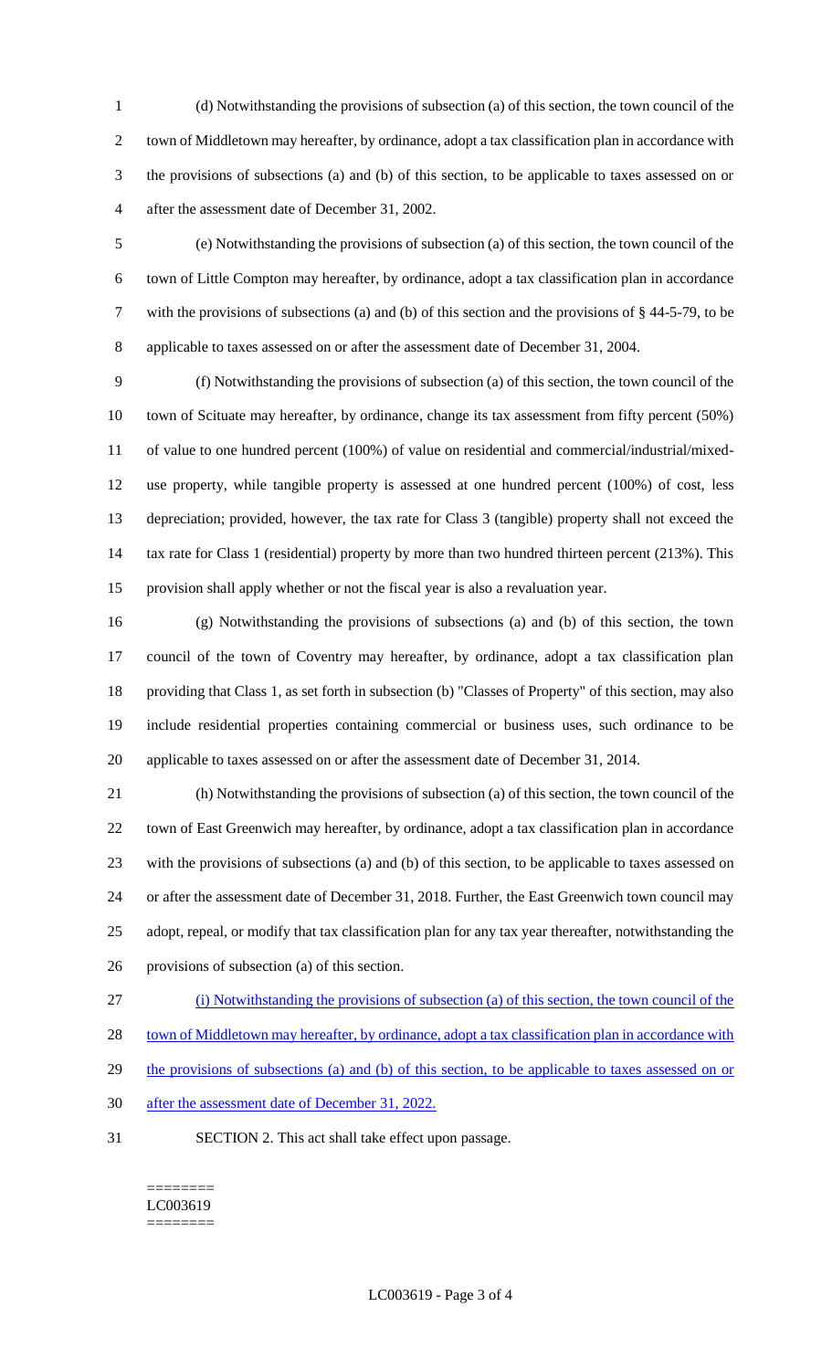(d) Notwithstanding the provisions of subsection (a) of this section, the town council of the town of Middletown may hereafter, by ordinance, adopt a tax classification plan in accordance with the provisions of subsections (a) and (b) of this section, to be applicable to taxes assessed on or after the assessment date of December 31, 2002.

(e) Notwithstanding the provisions of subsection (a) of this section, the town council of the town of Little Compton may hereafter, by ordinance, adopt a tax classification plan in accordance with the provisions of subsections (a) and (b) of this section and the provisions of § 44-5-79, to be applicable to taxes assessed on or after the assessment date of December 31, 2004.

(f) Notwithstanding the provisions of subsection (a) of this section, the town council of the town of Scituate may hereafter, by ordinance, change its tax assessment from fifty percent (50%) of value to one hundred percent (100%) of value on residential and commercial/industrial/mixed-use property, while tangible property is assessed at one hundred percent (100%) of cost, less depreciation; provided, however, the tax rate for Class 3 (tangible) property shall not exceed the tax rate for Class 1 (residential) property by more than two hundred thirteen percent (213%). This provision shall apply whether or not the fiscal year is also a revaluation year.

(g) Notwithstanding the provisions of subsections (a) and (b) of this section, the town council of the town of Coventry may hereafter, by ordinance, adopt a tax classification plan providing that Class 1, as set forth in subsection (b) "Classes of Property" of this section, may also include residential properties containing commercial or business uses, such ordinance to be applicable to taxes assessed on or after the assessment date of December 31, 2014.

(h) Notwithstanding the provisions of subsection (a) of this section, the town council of the town of East Greenwich may hereafter, by ordinance, adopt a tax classification plan in accordance with the provisions of subsections (a) and (b) of this section, to be applicable to taxes assessed on or after the assessment date of December 31, 2018. Further, the East Greenwich town council may adopt, repeal, or modify that tax classification plan for any tax year thereafter, notwithstanding the provisions of subsection (a) of this section.

<u>(i) Notwithstanding the provisions of subsection (a) of this section, the town council of the town of Middletown may hereafter, by ordinance, adopt a tax classification plan in accordance with the provisions of subsections (a) and (b) of this section, to be applicable to taxes assessed on or after the assessment date of December 31, 2022.</u>

SECTION 2. This act shall take effect upon passage.

========
LC003619
========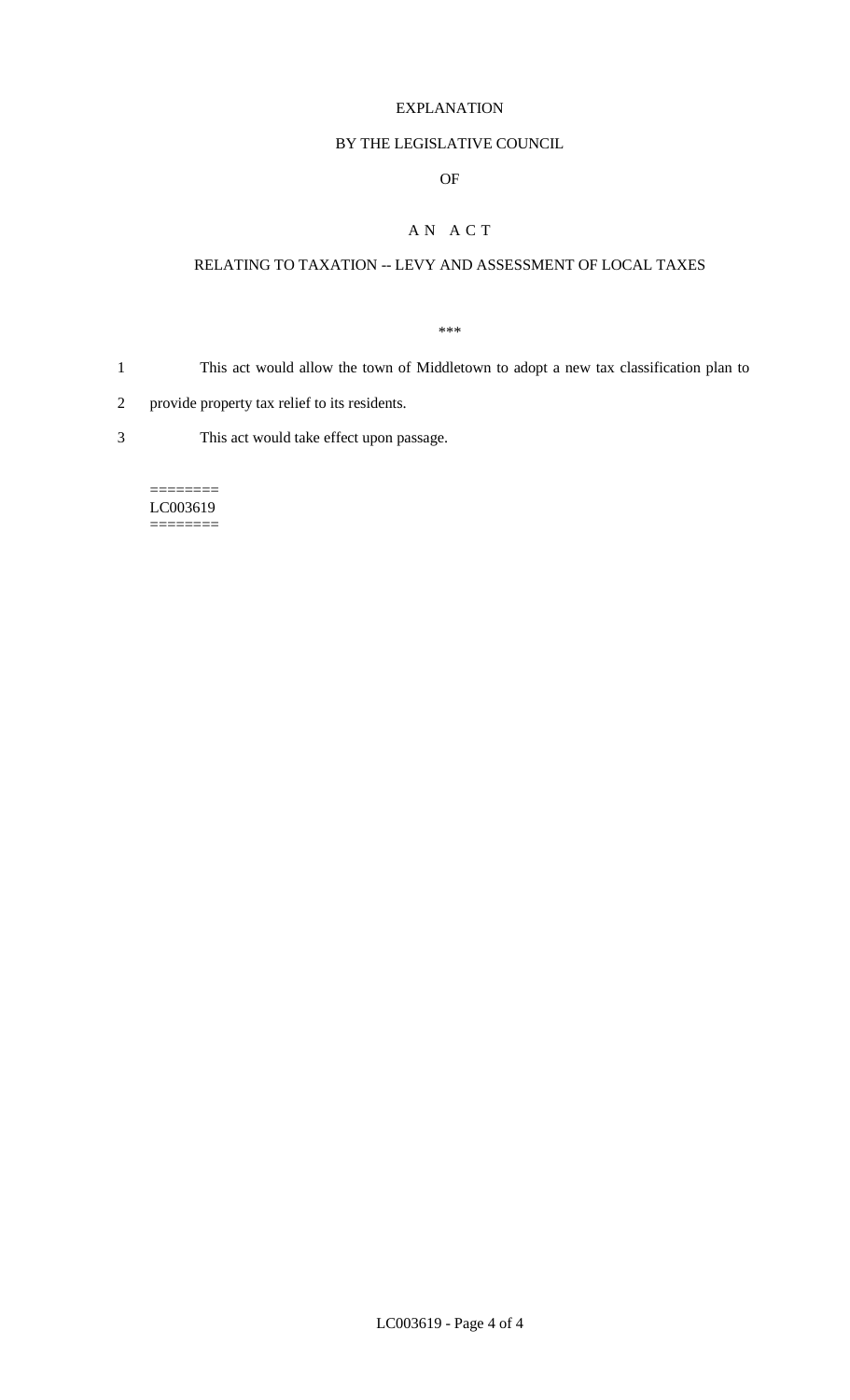EXPLANATION

BY THE LEGISLATIVE COUNCIL

OF

A N A C T

RELATING TO TAXATION -- LEVY AND ASSESSMENT OF LOCAL TAXES

\*\*\*

1 This act would allow the town of Middletown to adopt a new tax classification plan to

2 provide property tax relief to its residents.

3 This act would take effect upon passage.

========
LC003619
========